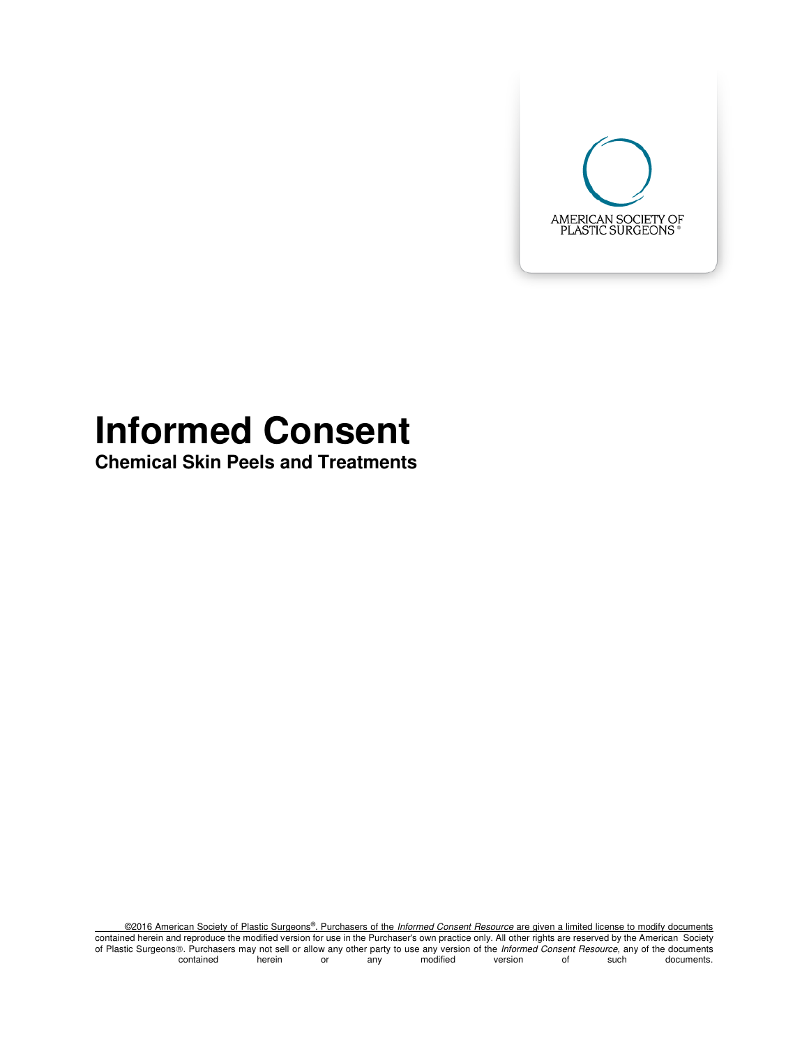AMERICAN SOCIETY OF PLASTIC SURGEONS®

# Informed Consent

## Chemical Skin Peels and Treatments

©2016 American Society of Plastic Surgeons®. Purchasers of the *Informed Consent Resource* are given a limited license to modify documents contained herein and reproduce the modified version for use in the Purchaser's own practice only. All other rights are reserved by the American Society of Plastic Surgeons®. Purchasers may not sell or allow any other party to use any version of the *Informed Consent Resource*, any of the documents contained herein or any modified version of such documents.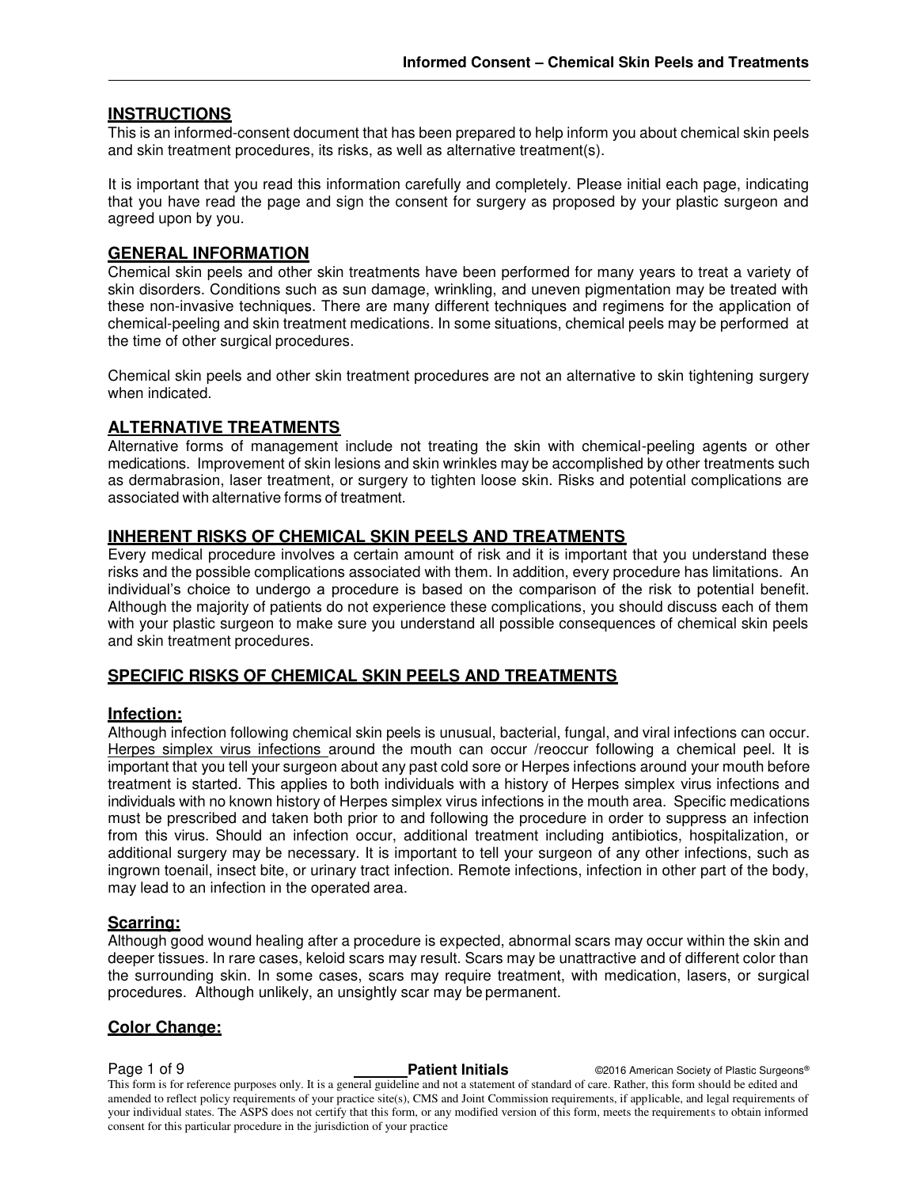## INSTRUCTIONS

This is an informed-consent document that has been prepared to help inform you about chemical skin peels and skin treatment procedures, its risks, as well as alternative treatment(s).

It is important that you read this information carefully and completely. Please initial each page, indicating that you have read the page and sign the consent for surgery as proposed by your plastic surgeon and agreed upon by you.

## GENERAL INFORMATION

Chemical skin peels and other skin treatments have been performed for many years to treat a variety of skin disorders. Conditions such as sun damage, wrinkling, and uneven pigmentation may be treated with these non-invasive techniques. There are many different techniques and regimens for the application of chemical-peeling and skin treatment medications. In some situations, chemical peels may be performed at the time of other surgical procedures.

Chemical skin peels and other skin treatment procedures are not an alternative to skin tightening surgery when indicated.

## ALTERNATIVE TREATMENTS

Alternative forms of management include not treating the skin with chemical-peeling agents or other medications. Improvement of skin lesions and skin wrinkles may be accomplished by other treatments such as dermabrasion, laser treatment, or surgery to tighten loose skin. Risks and potential complications are associated with alternative forms of treatment.

## INHERENT RISKS OF CHEMICAL SKIN PEELS AND TREATMENTS

Every medical procedure involves a certain amount of risk and it is important that you understand these risks and the possible complications associated with them. In addition, every procedure has limitations. An individual's choice to undergo a procedure is based on the comparison of the risk to potential benefit. Although the majority of patients do not experience these complications, you should discuss each of them with your plastic surgeon to make sure you understand all possible consequences of chemical skin peels and skin treatment procedures.

## SPECIFIC RISKS OF CHEMICAL SKIN PEELS AND TREATMENTS

### Infection:

Although infection following chemical skin peels is unusual, bacterial, fungal, and viral infections can occur. Herpes simplex virus infections around the mouth can occur /reoccur following a chemical peel. It is important that you tell your surgeon about any past cold sore or Herpes infections around your mouth before treatment is started. This applies to both individuals with a history of Herpes simplex virus infections and individuals with no known history of Herpes simplex virus infections in the mouth area. Specific medications must be prescribed and taken both prior to and following the procedure in order to suppress an infection from this virus. Should an infection occur, additional treatment including antibiotics, hospitalization, or additional surgery may be necessary. It is important to tell your surgeon of any other infections, such as ingrown toenail, insect bite, or urinary tract infection. Remote infections, infection in other part of the body, may lead to an infection in the operated area.

### Scarring:

Although good wound healing after a procedure is expected, abnormal scars may occur within the skin and deeper tissues. In rare cases, keloid scars may result. Scars may be unattractive and of different color than the surrounding skin. In some cases, scars may require treatment, with medication, lasers, or surgical procedures. Although unlikely, an unsightly scar may be permanent.

### Color Change: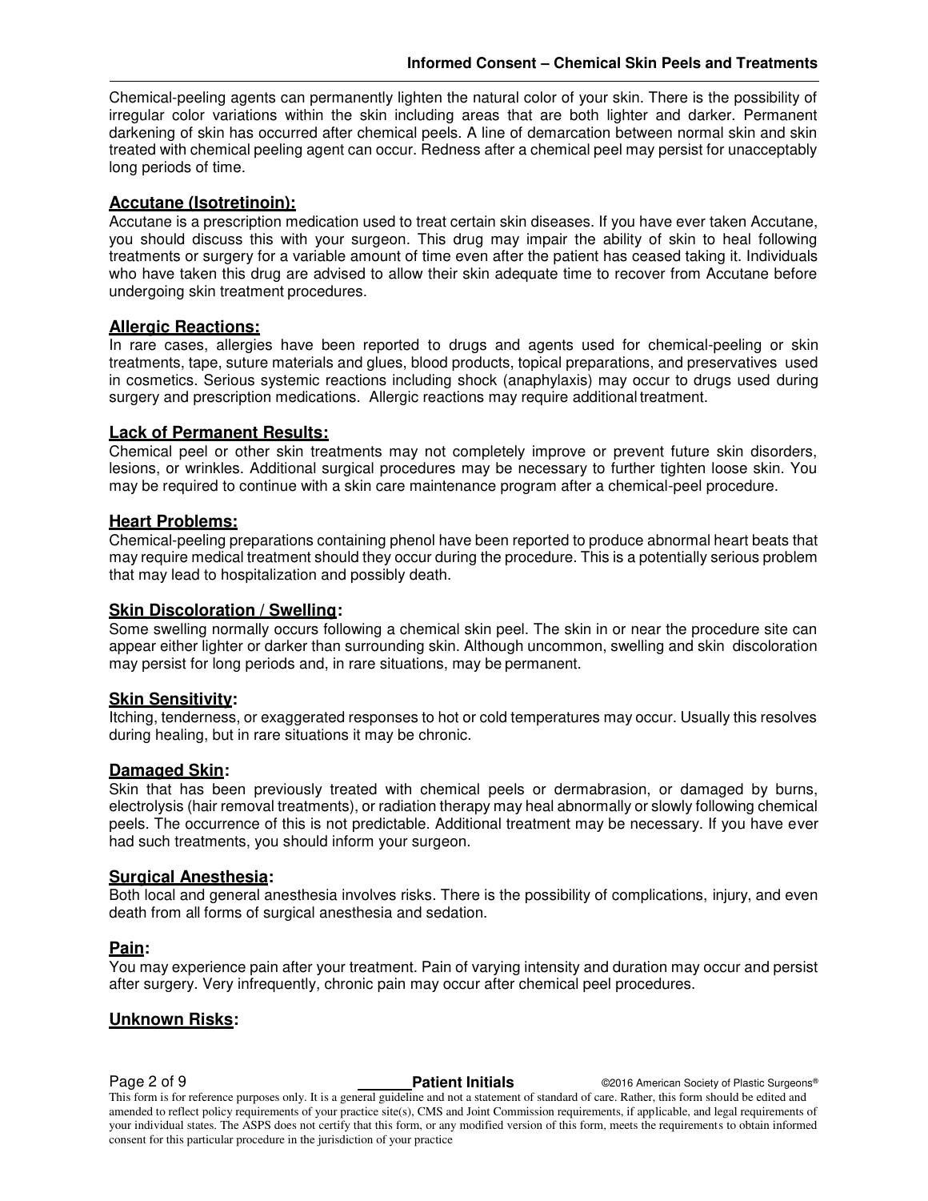Chemical-peeling agents can permanently lighten the natural color of your skin. There is the possibility of irregular color variations within the skin including areas that are both lighter and darker. Permanent darkening of skin has occurred after chemical peels. A line of demarcation between normal skin and skin treated with chemical peeling agent can occur. Redness after a chemical peel may persist for unacceptably long periods of time.

### Accutane (Isotretinoin):

Accutane is a prescription medication used to treat certain skin diseases. If you have ever taken Accutane, you should discuss this with your surgeon. This drug may impair the ability of skin to heal following treatments or surgery for a variable amount of time even after the patient has ceased taking it. Individuals who have taken this drug are advised to allow their skin adequate time to recover from Accutane before undergoing skin treatment procedures.

### Allergic Reactions:

In rare cases, allergies have been reported to drugs and agents used for chemical-peeling or skin treatments, tape, suture materials and glues, blood products, topical preparations, and preservatives used in cosmetics. Serious systemic reactions including shock (anaphylaxis) may occur to drugs used during surgery and prescription medications. Allergic reactions may require additional treatment.

### Lack of Permanent Results:

Chemical peel or other skin treatments may not completely improve or prevent future skin disorders, lesions, or wrinkles. Additional surgical procedures may be necessary to further tighten loose skin. You may be required to continue with a skin care maintenance program after a chemical-peel procedure.

### Heart Problems:

Chemical-peeling preparations containing phenol have been reported to produce abnormal heart beats that may require medical treatment should they occur during the procedure. This is a potentially serious problem that may lead to hospitalization and possibly death.

### Skin Discoloration / Swelling:

Some swelling normally occurs following a chemical skin peel. The skin in or near the procedure site can appear either lighter or darker than surrounding skin. Although uncommon, swelling and skin discoloration may persist for long periods and, in rare situations, may be permanent.

### Skin Sensitivity:

Itching, tenderness, or exaggerated responses to hot or cold temperatures may occur. Usually this resolves during healing, but in rare situations it may be chronic.

### Damaged Skin:

Skin that has been previously treated with chemical peels or dermabrasion, or damaged by burns, electrolysis (hair removal treatments), or radiation therapy may heal abnormally or slowly following chemical peels. The occurrence of this is not predictable. Additional treatment may be necessary. If you have ever had such treatments, you should inform your surgeon.

### Surgical Anesthesia:

Both local and general anesthesia involves risks. There is the possibility of complications, injury, and even death from all forms of surgical anesthesia and sedation.

### Pain:

You may experience pain after your treatment. Pain of varying intensity and duration may occur and persist after surgery. Very infrequently, chronic pain may occur after chemical peel procedures.

### Unknown Risks:

\_\_\_\_\_\_ **Patient Initials**

This form is for reference purposes only. It is a general guideline and not a statement of standard of care. Rather, this form should be edited and amended to reflect policy requirements of your practice site(s), CMS and Joint Commission requirements, if applicable, and legal requirements of your individual states. The ASPS does not certify that this form, or any modified version of this form, meets the requirements to obtain informed consent for this particular procedure in the jurisdiction of your practice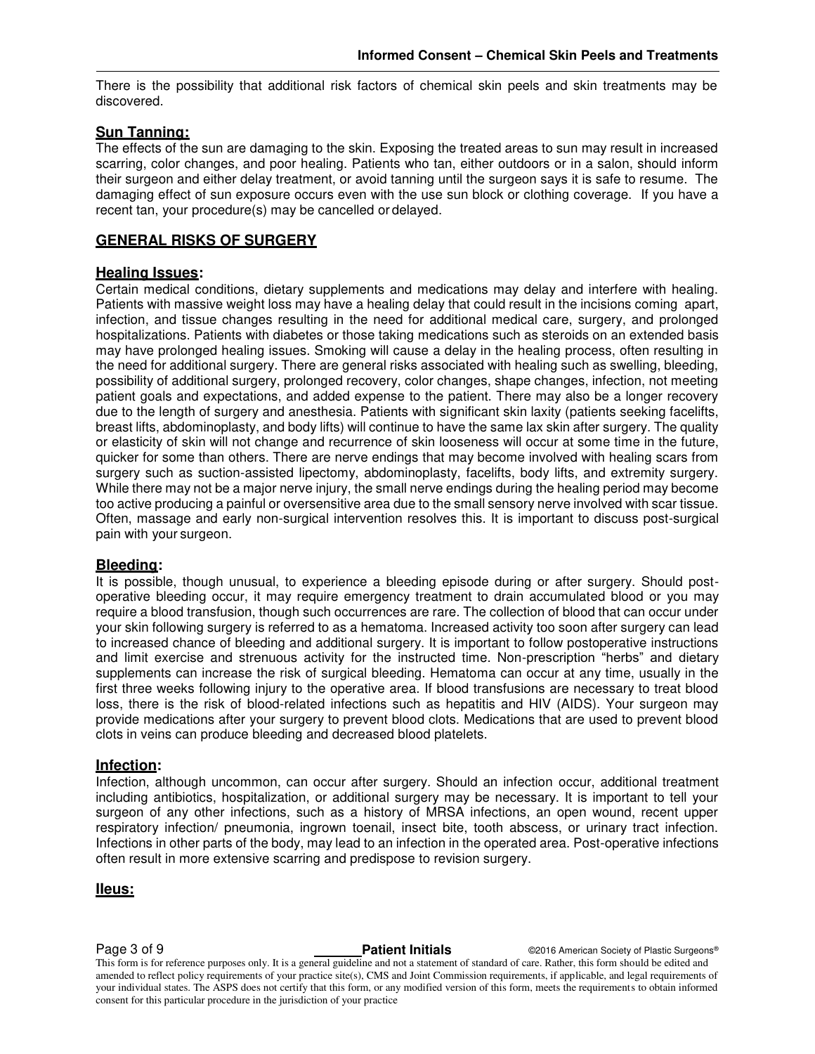There is the possibility that additional risk factors of chemical skin peels and skin treatments may be discovered.

### Sun Tanning:

The effects of the sun are damaging to the skin. Exposing the treated areas to sun may result in increased scarring, color changes, and poor healing. Patients who tan, either outdoors or in a salon, should inform their surgeon and either delay treatment, or avoid tanning until the surgeon says it is safe to resume. The damaging effect of sun exposure occurs even with the use sun block or clothing coverage. If you have a recent tan, your procedure(s) may be cancelled or delayed.

## GENERAL RISKS OF SURGERY

### Healing Issues:

Certain medical conditions, dietary supplements and medications may delay and interfere with healing. Patients with massive weight loss may have a healing delay that could result in the incisions coming apart, infection, and tissue changes resulting in the need for additional medical care, surgery, and prolonged hospitalizations. Patients with diabetes or those taking medications such as steroids on an extended basis may have prolonged healing issues. Smoking will cause a delay in the healing process, often resulting in the need for additional surgery. There are general risks associated with healing such as swelling, bleeding, possibility of additional surgery, prolonged recovery, color changes, shape changes, infection, not meeting patient goals and expectations, and added expense to the patient. There may also be a longer recovery due to the length of surgery and anesthesia. Patients with significant skin laxity (patients seeking facelifts, breast lifts, abdominoplasty, and body lifts) will continue to have the same lax skin after surgery. The quality or elasticity of skin will not change and recurrence of skin looseness will occur at some time in the future, quicker for some than others. There are nerve endings that may become involved with healing scars from surgery such as suction-assisted lipectomy, abdominoplasty, facelifts, body lifts, and extremity surgery. While there may not be a major nerve injury, the small nerve endings during the healing period may become too active producing a painful or oversensitive area due to the small sensory nerve involved with scar tissue. Often, massage and early non-surgical intervention resolves this. It is important to discuss post-surgical pain with your surgeon.

### Bleeding:

It is possible, though unusual, to experience a bleeding episode during or after surgery. Should post-operative bleeding occur, it may require emergency treatment to drain accumulated blood or you may require a blood transfusion, though such occurrences are rare. The collection of blood that can occur under your skin following surgery is referred to as a hematoma. Increased activity too soon after surgery can lead to increased chance of bleeding and additional surgery. It is important to follow postoperative instructions and limit exercise and strenuous activity for the instructed time. Non-prescription "herbs" and dietary supplements can increase the risk of surgical bleeding. Hematoma can occur at any time, usually in the first three weeks following injury to the operative area. If blood transfusions are necessary to treat blood loss, there is the risk of blood-related infections such as hepatitis and HIV (AIDS). Your surgeon may provide medications after your surgery to prevent blood clots. Medications that are used to prevent blood clots in veins can produce bleeding and decreased blood platelets.

### Infection:

Infection, although uncommon, can occur after surgery. Should an infection occur, additional treatment including antibiotics, hospitalization, or additional surgery may be necessary. It is important to tell your surgeon of any other infections, such as a history of MRSA infections, an open wound, recent upper respiratory infection/ pneumonia, ingrown toenail, insect bite, tooth abscess, or urinary tract infection. Infections in other parts of the body, may lead to an infection in the operated area. Post-operative infections often result in more extensive scarring and predispose to revision surgery.

### Ileus:

\_\_\_\_\_\_ **Patient Initials**

This form is for reference purposes only. It is a general guideline and not a statement of standard of care. Rather, this form should be edited and amended to reflect policy requirements of your practice site(s), CMS and Joint Commission requirements, if applicable, and legal requirements of your individual states. The ASPS does not certify that this form, or any modified version of this form, meets the requirements to obtain informed consent for this particular procedure in the jurisdiction of your practice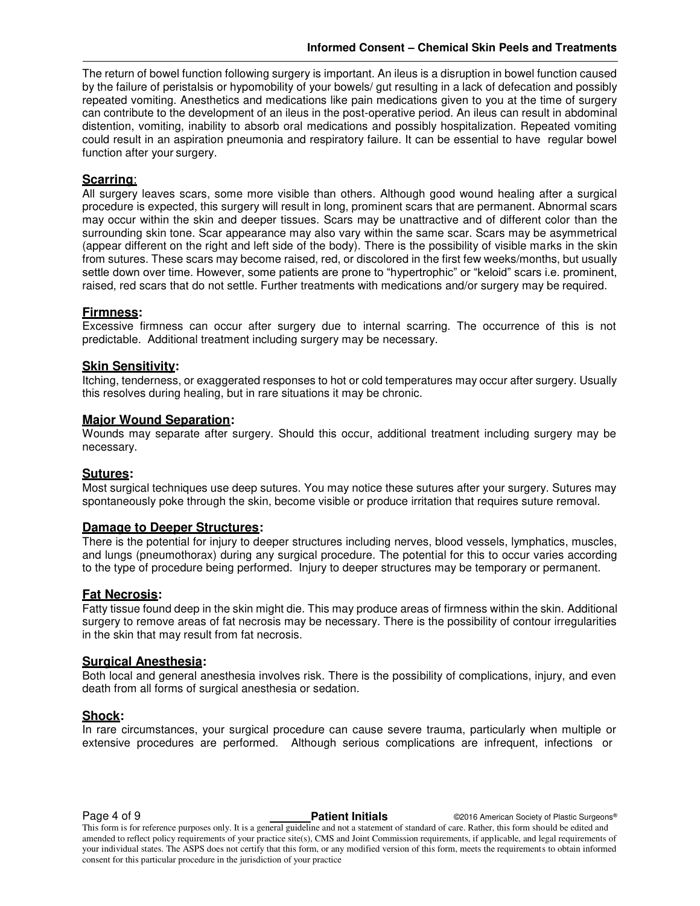The return of bowel function following surgery is important. An ileus is a disruption in bowel function caused by the failure of peristalsis or hypomobility of your bowels/ gut resulting in a lack of defecation and possibly repeated vomiting. Anesthetics and medications like pain medications given to you at the time of surgery can contribute to the development of an ileus in the post-operative period. An ileus can result in abdominal distention, vomiting, inability to absorb oral medications and possibly hospitalization. Repeated vomiting could result in an aspiration pneumonia and respiratory failure. It can be essential to have regular bowel function after your surgery.

### Scarring:

All surgery leaves scars, some more visible than others. Although good wound healing after a surgical procedure is expected, this surgery will result in long, prominent scars that are permanent. Abnormal scars may occur within the skin and deeper tissues. Scars may be unattractive and of different color than the surrounding skin tone. Scar appearance may also vary within the same scar. Scars may be asymmetrical (appear different on the right and left side of the body). There is the possibility of visible marks in the skin from sutures. These scars may become raised, red, or discolored in the first few weeks/months, but usually settle down over time. However, some patients are prone to "hypertrophic" or "keloid" scars i.e. prominent, raised, red scars that do not settle. Further treatments with medications and/or surgery may be required.

### Firmness:

Excessive firmness can occur after surgery due to internal scarring. The occurrence of this is not predictable. Additional treatment including surgery may be necessary.

### Skin Sensitivity:

Itching, tenderness, or exaggerated responses to hot or cold temperatures may occur after surgery. Usually this resolves during healing, but in rare situations it may be chronic.

### Major Wound Separation:

Wounds may separate after surgery. Should this occur, additional treatment including surgery may be necessary.

### Sutures:

Most surgical techniques use deep sutures. You may notice these sutures after your surgery. Sutures may spontaneously poke through the skin, become visible or produce irritation that requires suture removal.

### Damage to Deeper Structures:

There is the potential for injury to deeper structures including nerves, blood vessels, lymphatics, muscles, and lungs (pneumothorax) during any surgical procedure. The potential for this to occur varies according to the type of procedure being performed. Injury to deeper structures may be temporary or permanent.

### Fat Necrosis:

Fatty tissue found deep in the skin might die. This may produce areas of firmness within the skin. Additional surgery to remove areas of fat necrosis may be necessary. There is the possibility of contour irregularities in the skin that may result from fat necrosis.

### Surgical Anesthesia:

Both local and general anesthesia involves risk. There is the possibility of complications, injury, and even death from all forms of surgical anesthesia or sedation.

### Shock:

In rare circumstances, your surgical procedure can cause severe trauma, particularly when multiple or extensive procedures are performed. Although serious complications are infrequent, infections or

_______ **Patient Initials**

This form is for reference purposes only. It is a general guideline and not a statement of standard of care. Rather, this form should be edited and amended to reflect policy requirements of your practice site(s), CMS and Joint Commission requirements, if applicable, and legal requirements of your individual states. The ASPS does not certify that this form, or any modified version of this form, meets the requirements to obtain informed consent for this particular procedure in the jurisdiction of your practice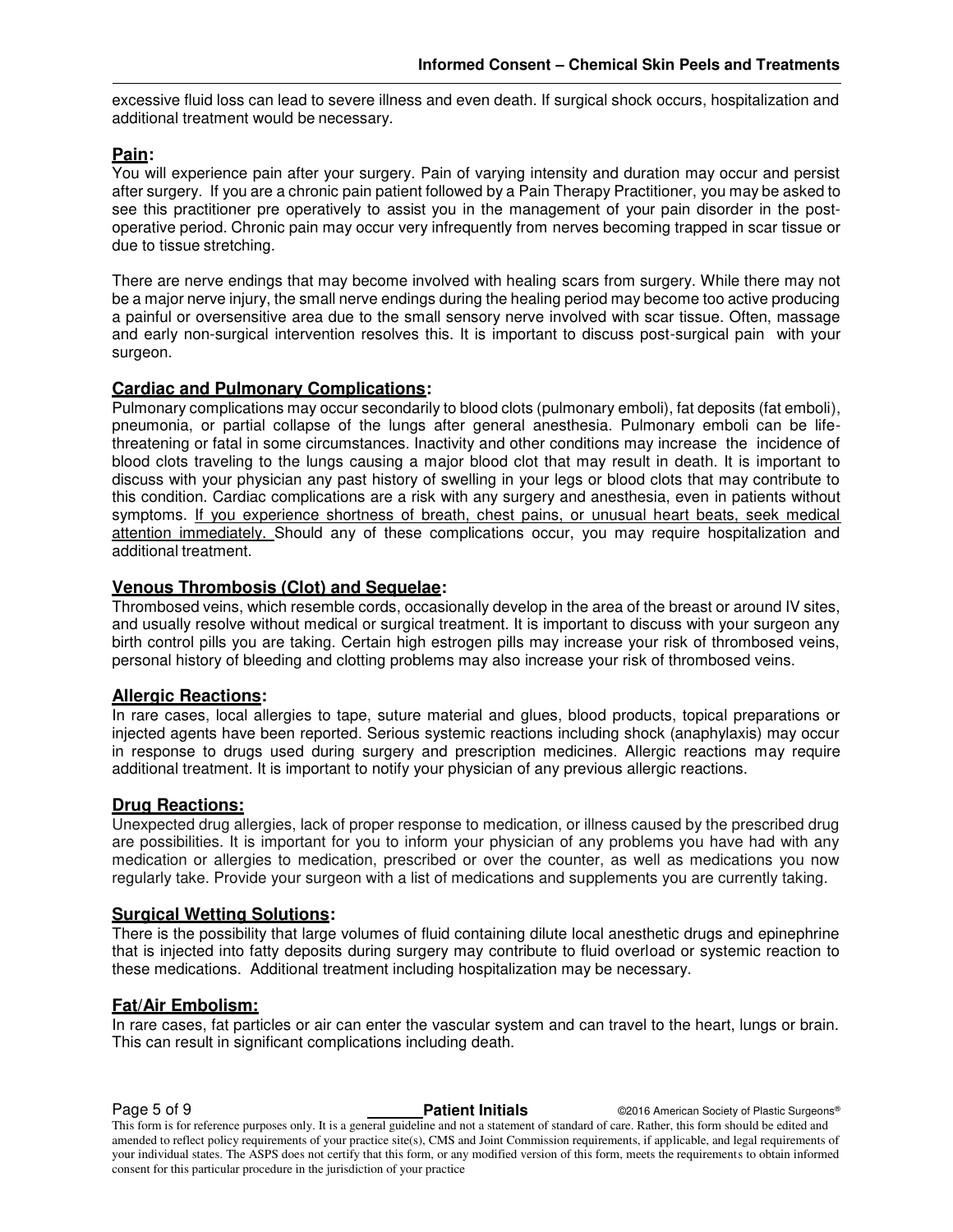excessive fluid loss can lead to severe illness and even death. If surgical shock occurs, hospitalization and additional treatment would be necessary.

## Pain:

You will experience pain after your surgery. Pain of varying intensity and duration may occur and persist after surgery. If you are a chronic pain patient followed by a Pain Therapy Practitioner, you may be asked to see this practitioner pre operatively to assist you in the management of your pain disorder in the post-operative period. Chronic pain may occur very infrequently from nerves becoming trapped in scar tissue or due to tissue stretching.

There are nerve endings that may become involved with healing scars from surgery. While there may not be a major nerve injury, the small nerve endings during the healing period may become too active producing a painful or oversensitive area due to the small sensory nerve involved with scar tissue. Often, massage and early non-surgical intervention resolves this. It is important to discuss post-surgical pain with your surgeon.

## Cardiac and Pulmonary Complications:

Pulmonary complications may occur secondarily to blood clots (pulmonary emboli), fat deposits (fat emboli), pneumonia, or partial collapse of the lungs after general anesthesia. Pulmonary emboli can be life-threatening or fatal in some circumstances. Inactivity and other conditions may increase the incidence of blood clots traveling to the lungs causing a major blood clot that may result in death. It is important to discuss with your physician any past history of swelling in your legs or blood clots that may contribute to this condition. Cardiac complications are a risk with any surgery and anesthesia, even in patients without symptoms. <u>If you experience shortness of breath, chest pains, or unusual heart beats, seek medical attention immediately.</u> Should any of these complications occur, you may require hospitalization and additional treatment.

## Venous Thrombosis (Clot) and Sequelae:

Thrombosed veins, which resemble cords, occasionally develop in the area of the breast or around IV sites, and usually resolve without medical or surgical treatment. It is important to discuss with your surgeon any birth control pills you are taking. Certain high estrogen pills may increase your risk of thrombosed veins, personal history of bleeding and clotting problems may also increase your risk of thrombosed veins.

## Allergic Reactions:

In rare cases, local allergies to tape, suture material and glues, blood products, topical preparations or injected agents have been reported. Serious systemic reactions including shock (anaphylaxis) may occur in response to drugs used during surgery and prescription medicines. Allergic reactions may require additional treatment. It is important to notify your physician of any previous allergic reactions.

## Drug Reactions:

Unexpected drug allergies, lack of proper response to medication, or illness caused by the prescribed drug are possibilities. It is important for you to inform your physician of any problems you have had with any medication or allergies to medication, prescribed or over the counter, as well as medications you now regularly take. Provide your surgeon with a list of medications and supplements you are currently taking.

## Surgical Wetting Solutions:

There is the possibility that large volumes of fluid containing dilute local anesthetic drugs and epinephrine that is injected into fatty deposits during surgery may contribute to fluid overload or systemic reaction to these medications. Additional treatment including hospitalization may be necessary.

## Fat/Air Embolism:

In rare cases, fat particles or air can enter the vascular system and can travel to the heart, lungs or brain. This can result in significant complications including death.

______ **Patient Initials**

This form is for reference purposes only. It is a general guideline and not a statement of standard of care. Rather, this form should be edited and amended to reflect policy requirements of your practice site(s), CMS and Joint Commission requirements, if applicable, and legal requirements of your individual states. The ASPS does not certify that this form, or any modified version of this form, meets the requirements to obtain informed consent for this particular procedure in the jurisdiction of your practice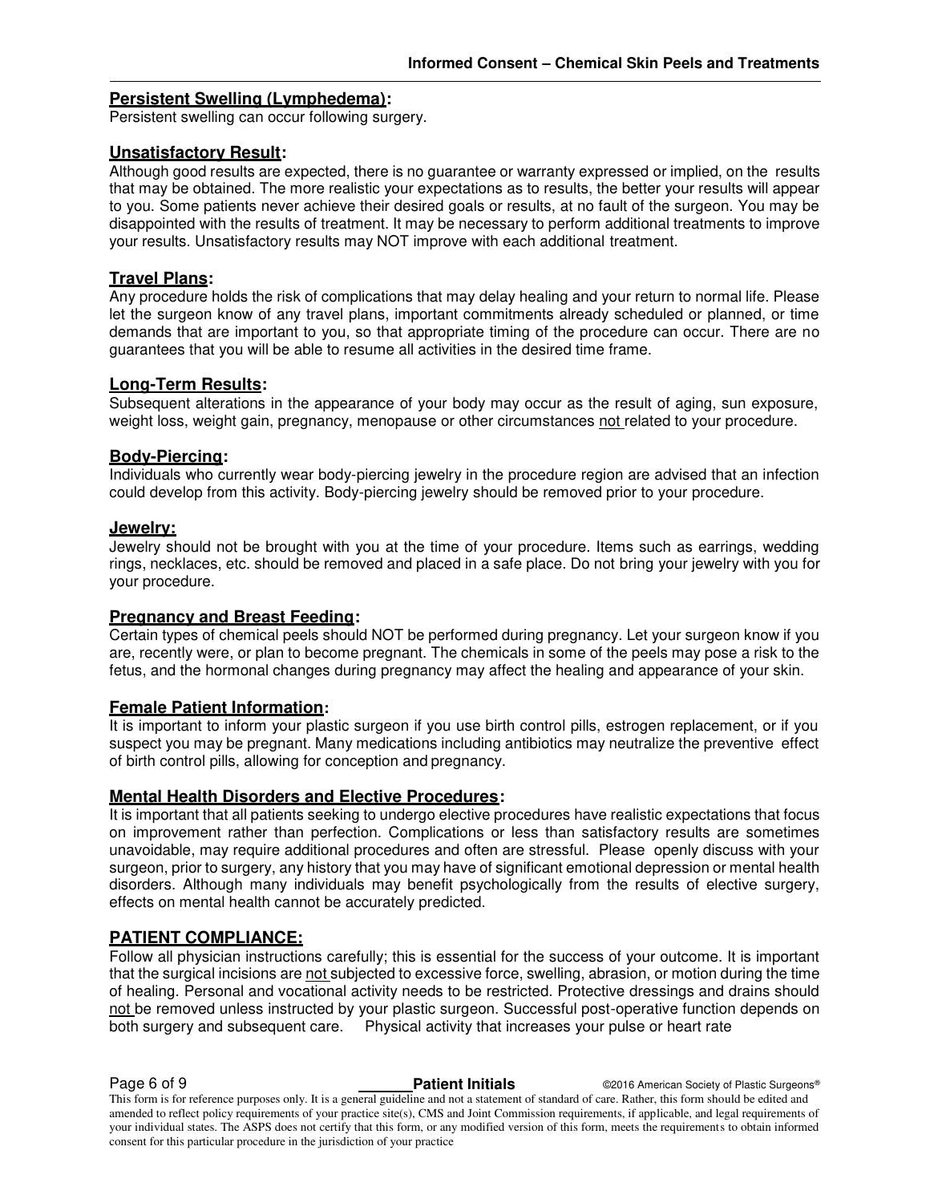### Persistent Swelling (Lymphedema):

Persistent swelling can occur following surgery.

### Unsatisfactory Result:

Although good results are expected, there is no guarantee or warranty expressed or implied, on the results that may be obtained. The more realistic your expectations as to results, the better your results will appear to you. Some patients never achieve their desired goals or results, at no fault of the surgeon. You may be disappointed with the results of treatment. It may be necessary to perform additional treatments to improve your results. Unsatisfactory results may NOT improve with each additional treatment.

### Travel Plans:

Any procedure holds the risk of complications that may delay healing and your return to normal life. Please let the surgeon know of any travel plans, important commitments already scheduled or planned, or time demands that are important to you, so that appropriate timing of the procedure can occur. There are no guarantees that you will be able to resume all activities in the desired time frame.

### Long-Term Results:

Subsequent alterations in the appearance of your body may occur as the result of aging, sun exposure, weight loss, weight gain, pregnancy, menopause or other circumstances not related to your procedure.

### Body-Piercing:

Individuals who currently wear body-piercing jewelry in the procedure region are advised that an infection could develop from this activity. Body-piercing jewelry should be removed prior to your procedure.

### Jewelry:

Jewelry should not be brought with you at the time of your procedure. Items such as earrings, wedding rings, necklaces, etc. should be removed and placed in a safe place. Do not bring your jewelry with you for your procedure.

### Pregnancy and Breast Feeding:

Certain types of chemical peels should NOT be performed during pregnancy. Let your surgeon know if you are, recently were, or plan to become pregnant. The chemicals in some of the peels may pose a risk to the fetus, and the hormonal changes during pregnancy may affect the healing and appearance of your skin.

### Female Patient Information:

It is important to inform your plastic surgeon if you use birth control pills, estrogen replacement, or if you suspect you may be pregnant. Many medications including antibiotics may neutralize the preventive effect of birth control pills, allowing for conception and pregnancy.

### Mental Health Disorders and Elective Procedures:

It is important that all patients seeking to undergo elective procedures have realistic expectations that focus on improvement rather than perfection. Complications or less than satisfactory results are sometimes unavoidable, may require additional procedures and often are stressful. Please openly discuss with your surgeon, prior to surgery, any history that you may have of significant emotional depression or mental health disorders. Although many individuals may benefit psychologically from the results of elective surgery, effects on mental health cannot be accurately predicted.

## PATIENT COMPLIANCE:

Follow all physician instructions carefully; this is essential for the success of your outcome. It is important that the surgical incisions are not subjected to excessive force, swelling, abrasion, or motion during the time of healing. Personal and vocational activity needs to be restricted. Protective dressings and drains should not be removed unless instructed by your plastic surgeon. Successful post-operative function depends on both surgery and subsequent care. Physical activity that increases your pulse or heart rate

\_\_\_\_\_\_ Patient Initials

This form is for reference purposes only. It is a general guideline and not a statement of standard of care. Rather, this form should be edited and amended to reflect policy requirements of your practice site(s), CMS and Joint Commission requirements, if applicable, and legal requirements of your individual states. The ASPS does not certify that this form, or any modified version of this form, meets the requirements to obtain informed consent for this particular procedure in the jurisdiction of your practice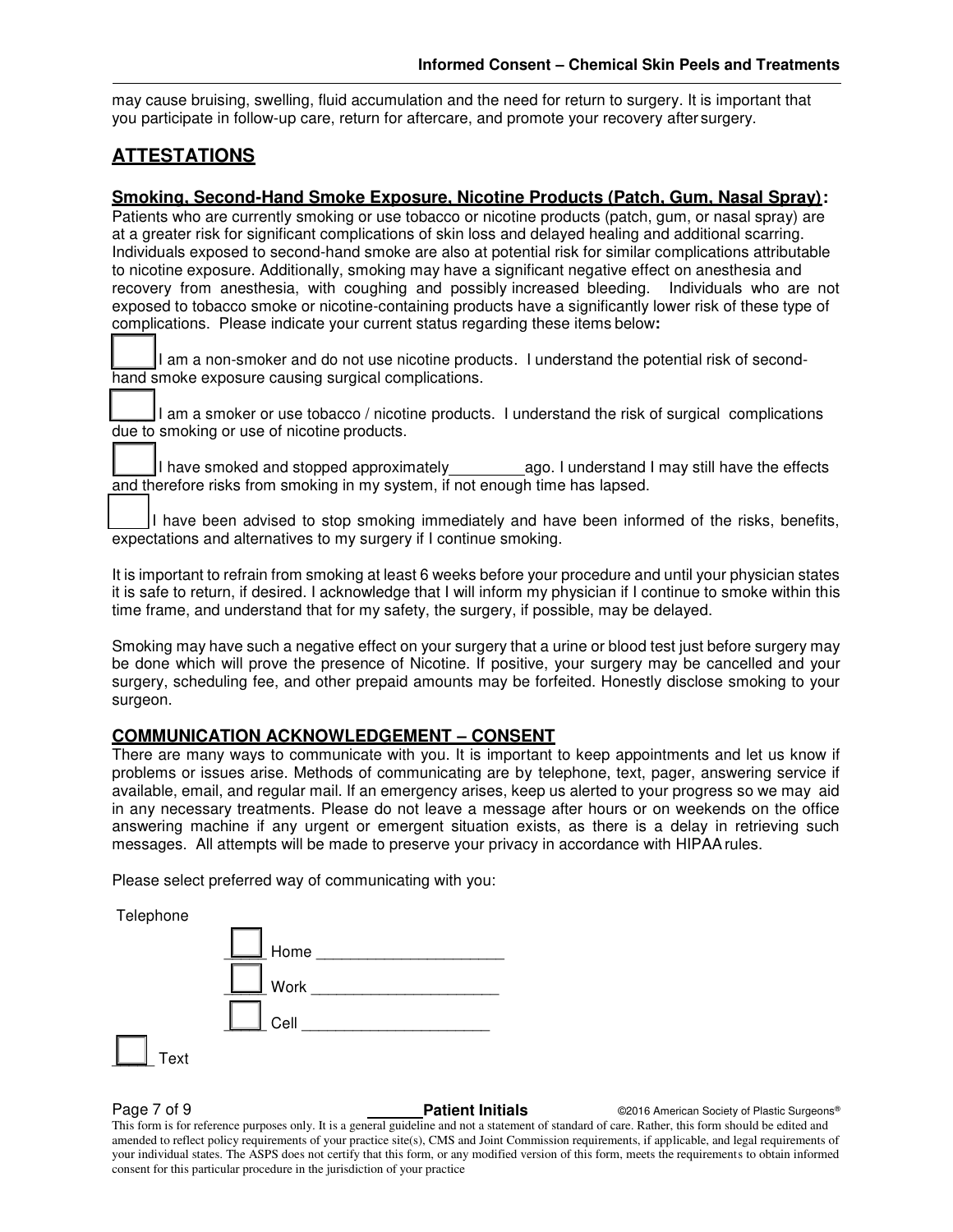may cause bruising, swelling, fluid accumulation and the need for return to surgery. It is important that you participate in follow-up care, return for aftercare, and promote your recovery after surgery.

## ATTESTATIONS

### Smoking, Second-Hand Smoke Exposure, Nicotine Products (Patch, Gum, Nasal Spray):

Patients who are currently smoking or use tobacco or nicotine products (patch, gum, or nasal spray) are at a greater risk for significant complications of skin loss and delayed healing and additional scarring. Individuals exposed to second-hand smoke are also at potential risk for similar complications attributable to nicotine exposure. Additionally, smoking may have a significant negative effect on anesthesia and recovery from anesthesia, with coughing and possibly increased bleeding. Individuals who are not exposed to tobacco smoke or nicotine-containing products have a significantly lower risk of these type of complications. Please indicate your current status regarding these items below:

☐ I am a non-smoker and do not use nicotine products. I understand the potential risk of second-hand smoke exposure causing surgical complications.

☐ I am a smoker or use tobacco / nicotine products. I understand the risk of surgical complications due to smoking or use of nicotine products.

☐ I have smoked and stopped approximately_________ago. I understand I may still have the effects and therefore risks from smoking in my system, if not enough time has lapsed.

☐ I have been advised to stop smoking immediately and have been informed of the risks, benefits, expectations and alternatives to my surgery if I continue smoking.

It is important to refrain from smoking at least 6 weeks before your procedure and until your physician states it is safe to return, if desired. I acknowledge that I will inform my physician if I continue to smoke within this time frame, and understand that for my safety, the surgery, if possible, may be delayed.

Smoking may have such a negative effect on your surgery that a urine or blood test just before surgery may be done which will prove the presence of Nicotine. If positive, your surgery may be cancelled and your surgery, scheduling fee, and other prepaid amounts may be forfeited. Honestly disclose smoking to your surgeon.

### COMMUNICATION ACKNOWLEDGEMENT – CONSENT

There are many ways to communicate with you. It is important to keep appointments and let us know if problems or issues arise. Methods of communicating are by telephone, text, pager, answering service if available, email, and regular mail. If an emergency arises, keep us alerted to your progress so we may aid in any necessary treatments. Please do not leave a message after hours or on weekends on the office answering machine if any urgent or emergent situation exists, as there is a delay in retrieving such messages. All attempts will be made to preserve your privacy in accordance with HIPAA rules.

Please select preferred way of communicating with you:

Telephone

☐ Home ______________________

☐ Work ______________________

☐ Cell ______________________

☐ Text

______Patient Initials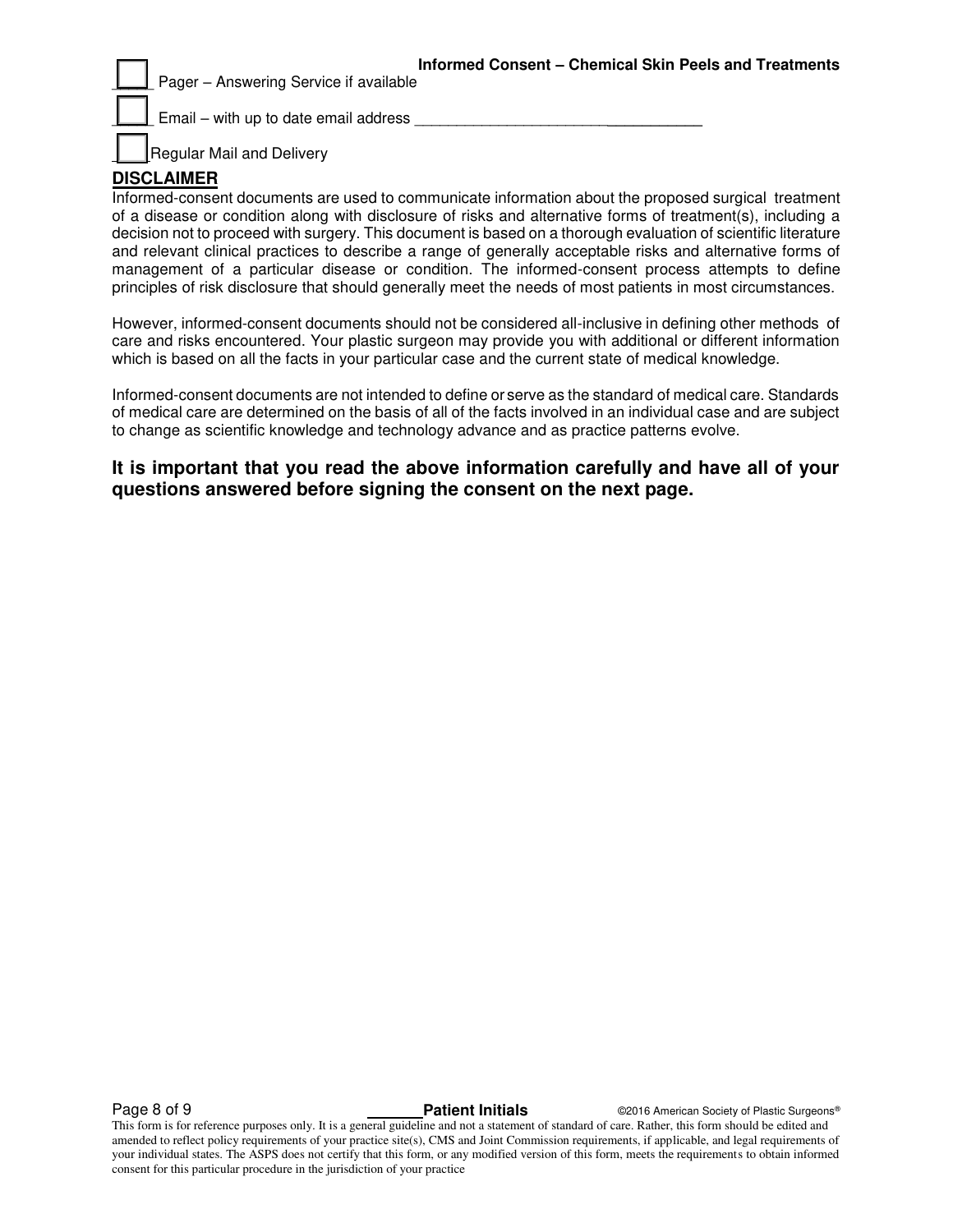- [ ] Pager – Answering Service if available
- [ ] Email – with up to date email address ___________________________________
- [ ] Regular Mail and Delivery

## DISCLAIMER

Informed-consent documents are used to communicate information about the proposed surgical treatment of a disease or condition along with disclosure of risks and alternative forms of treatment(s), including a decision not to proceed with surgery. This document is based on a thorough evaluation of scientific literature and relevant clinical practices to describe a range of generally acceptable risks and alternative forms of management of a particular disease or condition. The informed-consent process attempts to define principles of risk disclosure that should generally meet the needs of most patients in most circumstances.

However, informed-consent documents should not be considered all-inclusive in defining other methods of care and risks encountered. Your plastic surgeon may provide you with additional or different information which is based on all the facts in your particular case and the current state of medical knowledge.

Informed-consent documents are not intended to define or serve as the standard of medical care. Standards of medical care are determined on the basis of all of the facts involved in an individual case and are subject to change as scientific knowledge and technology advance and as practice patterns evolve.

**It is important that you read the above information carefully and have all of your questions answered before signing the consent on the next page.**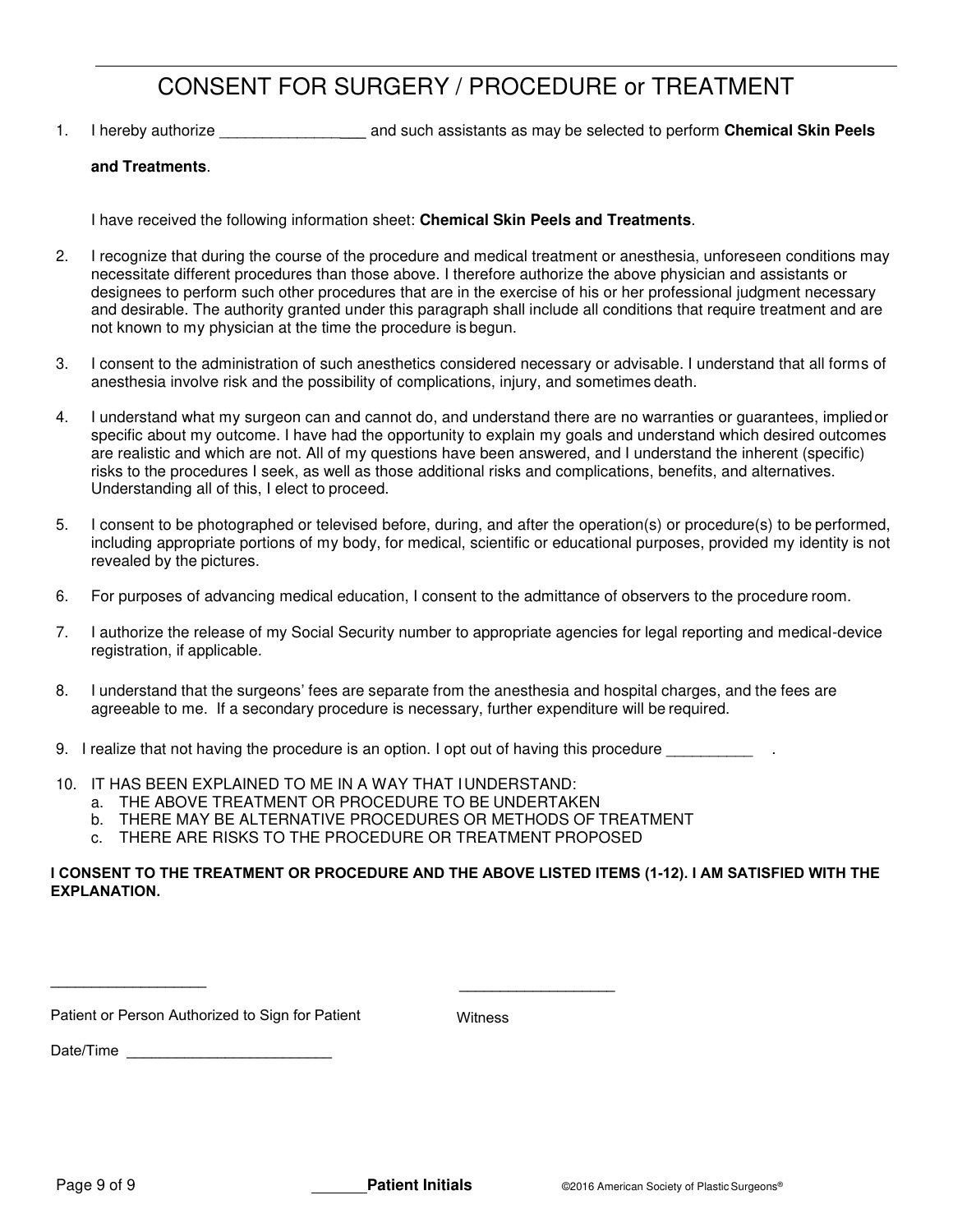# CONSENT FOR SURGERY / PROCEDURE or TREATMENT

1. I hereby authorize ________________ and such assistants as may be selected to perform **Chemical Skin Peels and Treatments**.

   I have received the following information sheet: **Chemical Skin Peels and Treatments**.

2. I recognize that during the course of the procedure and medical treatment or anesthesia, unforeseen conditions may necessitate different procedures than those above. I therefore authorize the above physician and assistants or designees to perform such other procedures that are in the exercise of his or her professional judgment necessary and desirable. The authority granted under this paragraph shall include all conditions that require treatment and are not known to my physician at the time the procedure is begun.

3. I consent to the administration of such anesthetics considered necessary or advisable. I understand that all forms of anesthesia involve risk and the possibility of complications, injury, and sometimes death.

4. I understand what my surgeon can and cannot do, and understand there are no warranties or guarantees, implied or specific about my outcome. I have had the opportunity to explain my goals and understand which desired outcomes are realistic and which are not. All of my questions have been answered, and I understand the inherent (specific) risks to the procedures I seek, as well as those additional risks and complications, benefits, and alternatives. Understanding all of this, I elect to proceed.

5. I consent to be photographed or televised before, during, and after the operation(s) or procedure(s) to be performed, including appropriate portions of my body, for medical, scientific or educational purposes, provided my identity is not revealed by the pictures.

6. For purposes of advancing medical education, I consent to the admittance of observers to the procedure room.

7. I authorize the release of my Social Security number to appropriate agencies for legal reporting and medical-device registration, if applicable.

8. I understand that the surgeons' fees are separate from the anesthesia and hospital charges, and the fees are agreeable to me. If a secondary procedure is necessary, further expenditure will be required.

9. I realize that not having the procedure is an option. I opt out of having this procedure __________ .

10. IT HAS BEEN EXPLAINED TO ME IN A WAY THAT I UNDERSTAND:
    a. THE ABOVE TREATMENT OR PROCEDURE TO BE UNDERTAKEN
    b. THERE MAY BE ALTERNATIVE PROCEDURES OR METHODS OF TREATMENT
    c. THERE ARE RISKS TO THE PROCEDURE OR TREATMENT PROPOSED

**I CONSENT TO THE TREATMENT OR PROCEDURE AND THE ABOVE LISTED ITEMS (1-12). I AM SATISFIED WITH THE EXPLANATION.**

___________________ ___________________

Patient or Person Authorized to Sign for Patient Witness

Date/Time _________________________

______ **Patient Initials**

©2016 American Society of Plastic Surgeons®